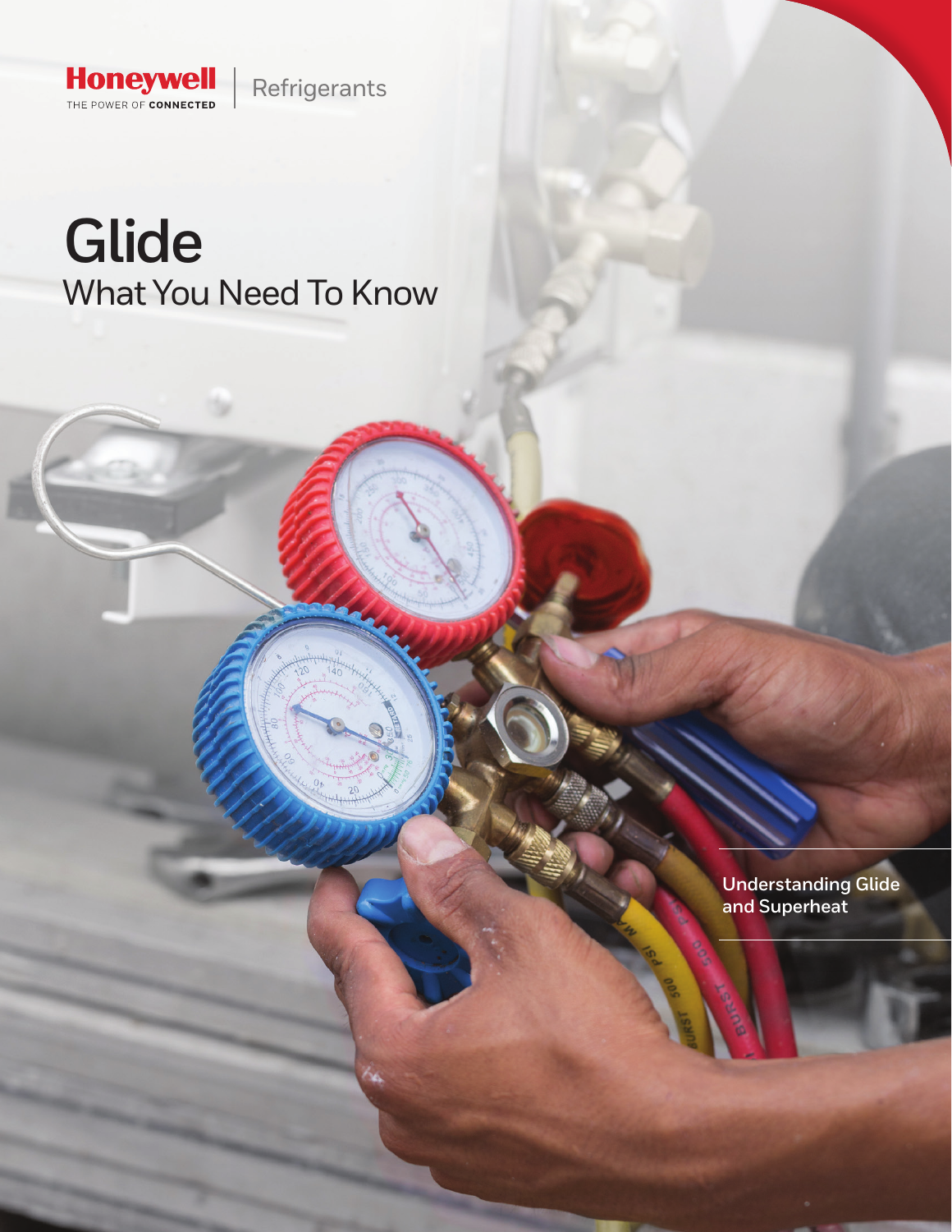Honeywell
THE POWER OF CONNECTED

Refrigerants

# Glide
## What You Need To Know

Understanding Glide and Superheat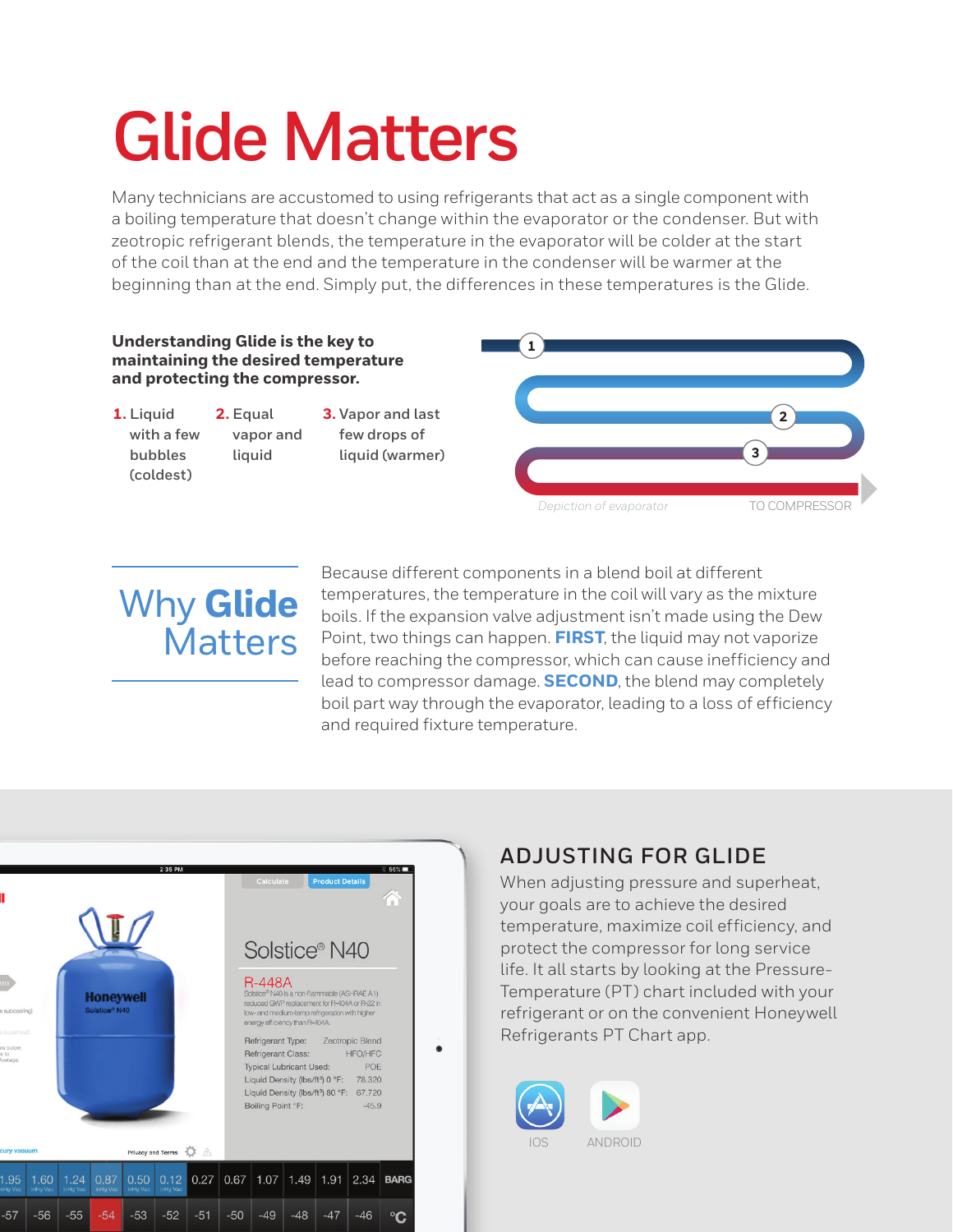# Glide Matters

Many technicians are accustomed to using refrigerants that act as a single component with a boiling temperature that doesn't change within the evaporator or the condenser. But with zeotropic refrigerant blends, the temperature in the evaporator will be colder at the start of the coil than at the end and the temperature in the condenser will be warmer at the beginning than at the end. Simply put, the differences in these temperatures is the Glide.

**Understanding Glide is the key to maintaining the desired temperature and protecting the compressor.**

1. Liquid with a few bubbles (coldest)
2. Equal vapor and liquid
3. Vapor and last few drops of liquid (warmer)

*Depiction of evaporator* TO COMPRESSOR

## Why Glide Matters

Because different components in a blend boil at different temperatures, the temperature in the coil will vary as the mixture boils. If the expansion valve adjustment isn't made using the Dew Point, two things can happen. **FIRST**, the liquid may not vaporize before reaching the compressor, which can cause inefficiency and lead to compressor damage. **SECOND**, the blend may completely boil part way through the evaporator, leading to a loss of efficiency and required fixture temperature.

## ADJUSTING FOR GLIDE

When adjusting pressure and superheat, your goals are to achieve the desired temperature, maximize coil efficiency, and protect the compressor for long service life. It all starts by looking at the Pressure-Temperature (PT) chart included with your refrigerant or on the convenient Honeywell Refrigerants PT Chart app.

IOS ANDROID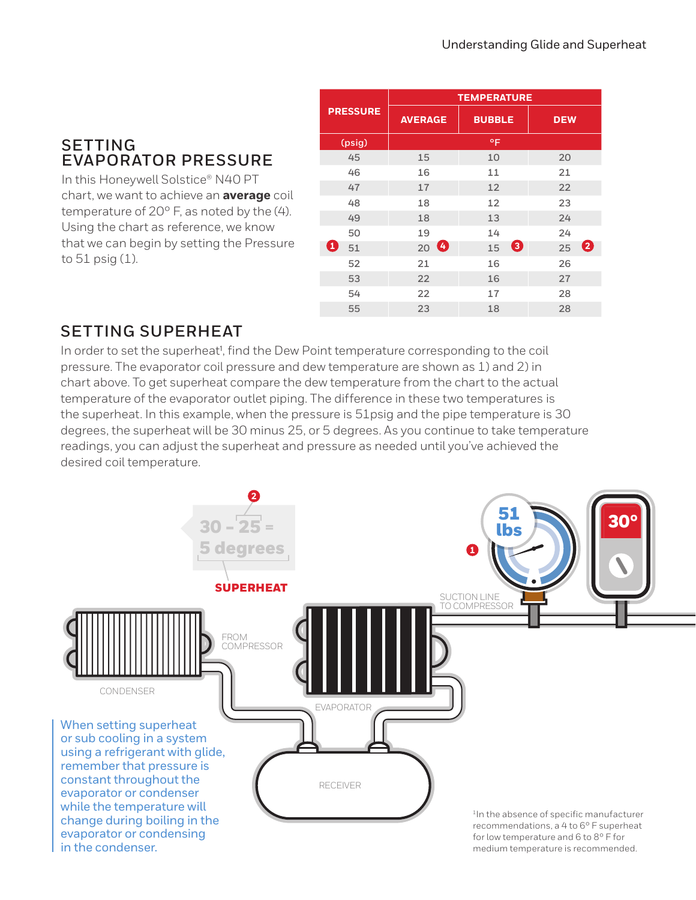## SETTING EVAPORATOR PRESSURE

In this Honeywell Solstice® N40 PT chart, we want to achieve an **average** coil temperature of 20° F, as noted by the (4). Using the chart as reference, we know that we can begin by setting the Pressure to 51 psig (1).

| PRESSURE | TEMPERATURE | | |
|---|---|---|---|
| | AVERAGE | BUBBLE | DEW |
| (psig) | °F | | |
| 45 | 15 | 10 | 20 |
| 46 | 16 | 11 | 21 |
| 47 | 17 | 12 | 22 |
| 48 | 18 | 12 | 23 |
| 49 | 18 | 13 | 24 |
| 50 | 19 | 14 | 24 |
| (1) 51 | 20 (4) | 15 (3) | 25 (2) |
| 52 | 21 | 16 | 26 |
| 53 | 22 | 16 | 27 |
| 54 | 22 | 17 | 28 |
| 55 | 23 | 18 | 28 |

## SETTING SUPERHEAT

In order to set the superheat[1], find the Dew Point temperature corresponding to the coil pressure. The evaporator coil pressure and dew temperature are shown as 1) and 2) in chart above. To get superheat compare the dew temperature from the chart to the actual temperature of the evaporator outlet piping. The difference in these two temperatures is the superheat. In this example, when the pressure is 51psig and the pipe temperature is 30 degrees, the superheat will be 30 minus 25, or 5 degrees. As you continue to take temperature readings, you can adjust the superheat and pressure as needed until you've achieved the desired coil temperature.

(2) 30 - 25 = 5 degrees

**SUPERHEAT**

51 lbs (1)

30°

SUCTION LINE TO COMPRESSOR

FROM COMPRESSOR

CONDENSER

EVAPORATOR

RECEIVER

When setting superheat or sub cooling in a system using a refrigerant with glide, remember that pressure is constant throughout the evaporator or condenser while the temperature will change during boiling in the evaporator or condensing in the condenser.

[1] In the absence of specific manufacturer recommendations, a 4 to 6° F superheat for low temperature and 6 to 8° F for medium temperature is recommended.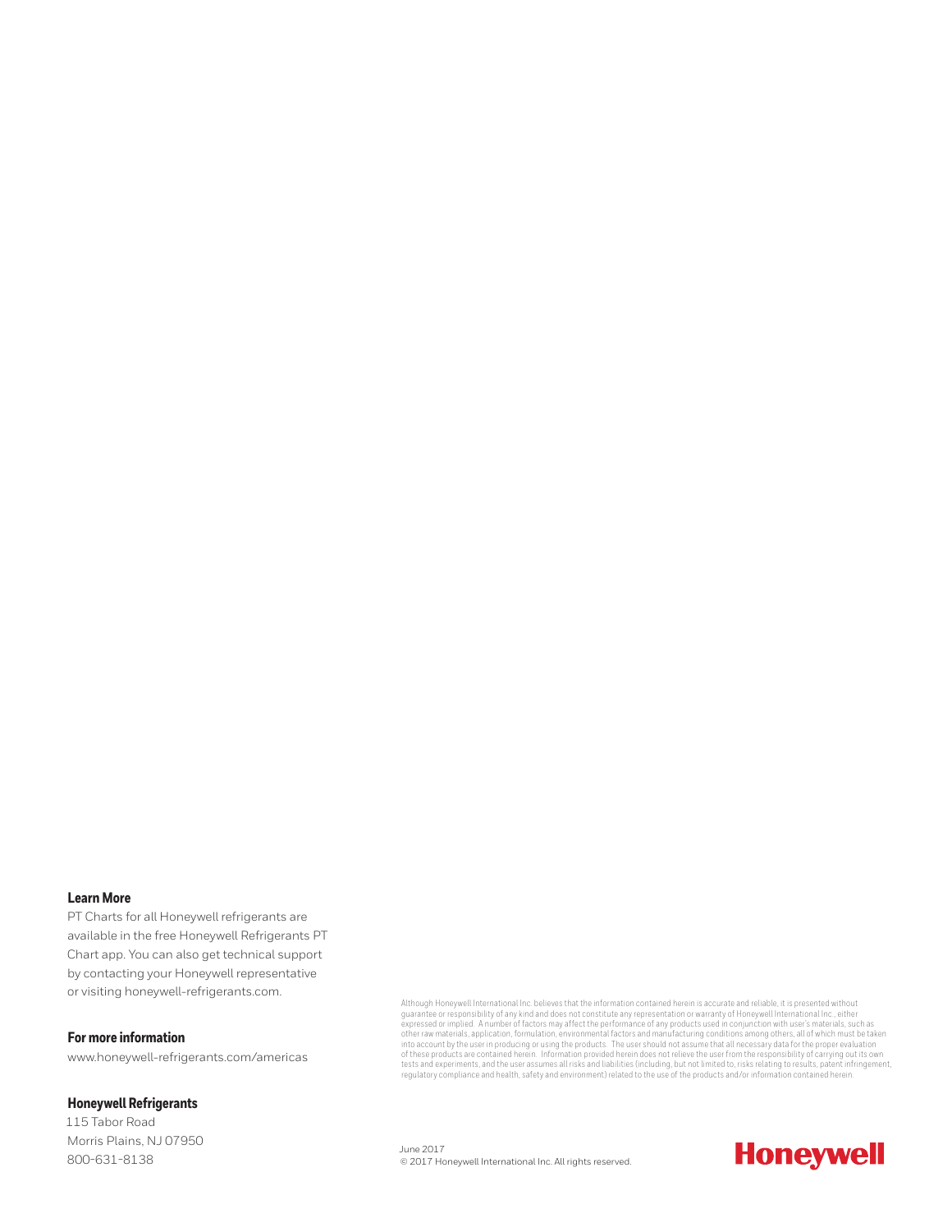**Learn More**

PT Charts for all Honeywell refrigerants are available in the free Honeywell Refrigerants PT Chart app. You can also get technical support by contacting your Honeywell representative or visiting honeywell-refrigerants.com.

**For more information**

www.honeywell-refrigerants.com/americas

**Honeywell Refrigerants**

115 Tabor Road
Morris Plains, NJ 07950
800-631-8138

Although Honeywell International Inc. believes that the information contained herein is accurate and reliable, it is presented without guarantee or responsibility of any kind and does not constitute any representation or warranty of Honeywell International Inc., either expressed or implied. A number of factors may affect the performance of any products used in conjunction with user's materials, such as other raw materials, application, formulation, environmental factors and manufacturing conditions among others, all of which must be taken into account by the user in producing or using the products. The user should not assume that all necessary data for the proper evaluation of these products are contained herein. Information provided herein does not relieve the user from the responsibility of carrying out its own tests and experiments, and the user assumes all risks and liabilities (including, but not limited to, risks relating to results, patent infringement, regulatory compliance and health, safety and environment) related to the use of the products and/or information contained herein.

June 2017
© 2017 Honeywell International Inc. All rights reserved.

**Honeywell**